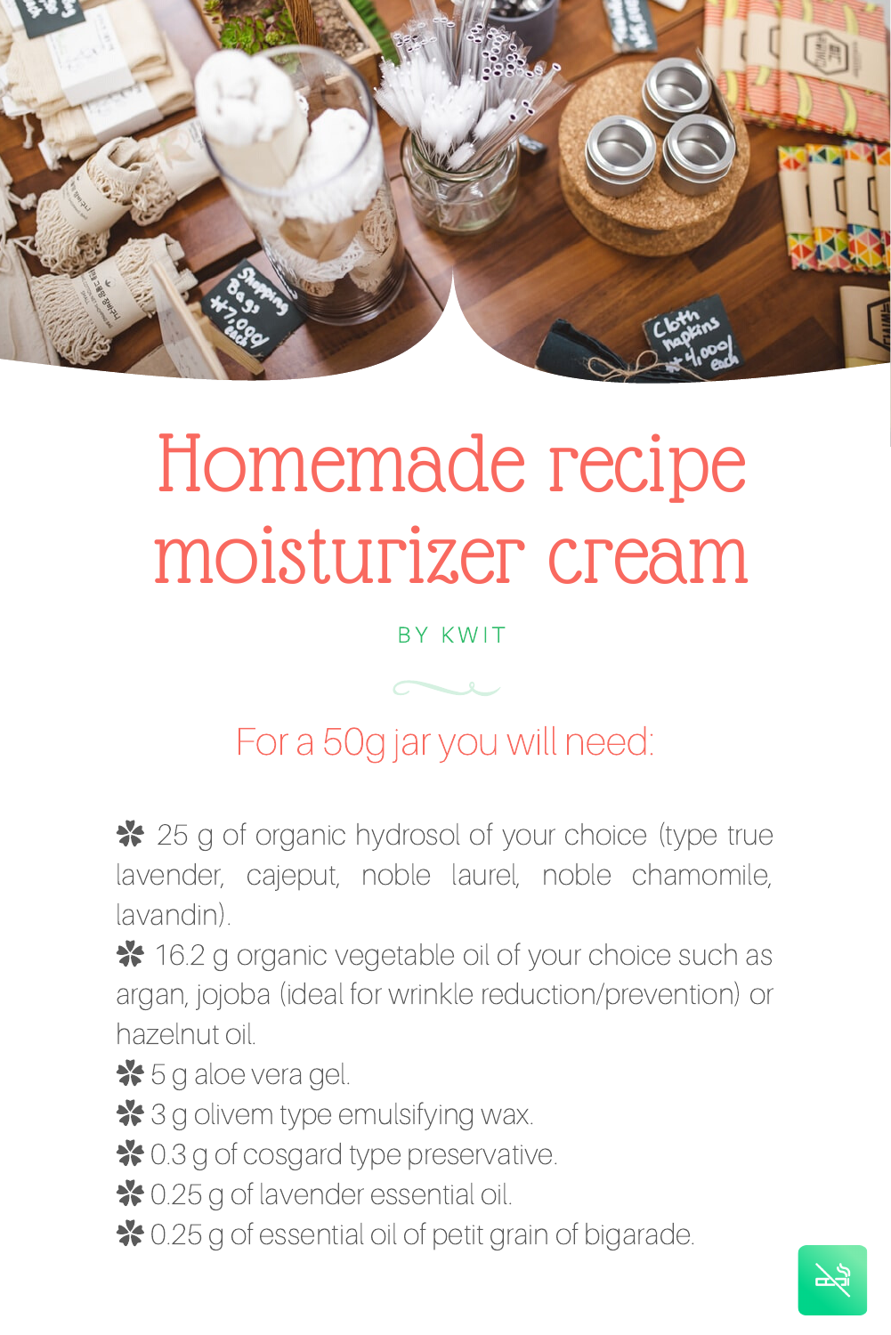# Homemade recipe moisturizer cream

BY KWIT

## For a 50g jar you will need:

- 25 g of organic hydrosol of your choice (type true lavender, cajeput, noble laurel, noble chamomile, lavandin).
- 16.2 g organic vegetable oil of your choice such as argan, jojoba (ideal for wrinkle reduction/prevention) or hazelnut oil.
- 5 g aloe vera gel.
- 3 g olivem type emulsifying wax.
- 0.3 g of cosgard type preservative.
- 0.25 g of lavender essential oil.
- 0.25 g of essential oil of petit grain of bigarade.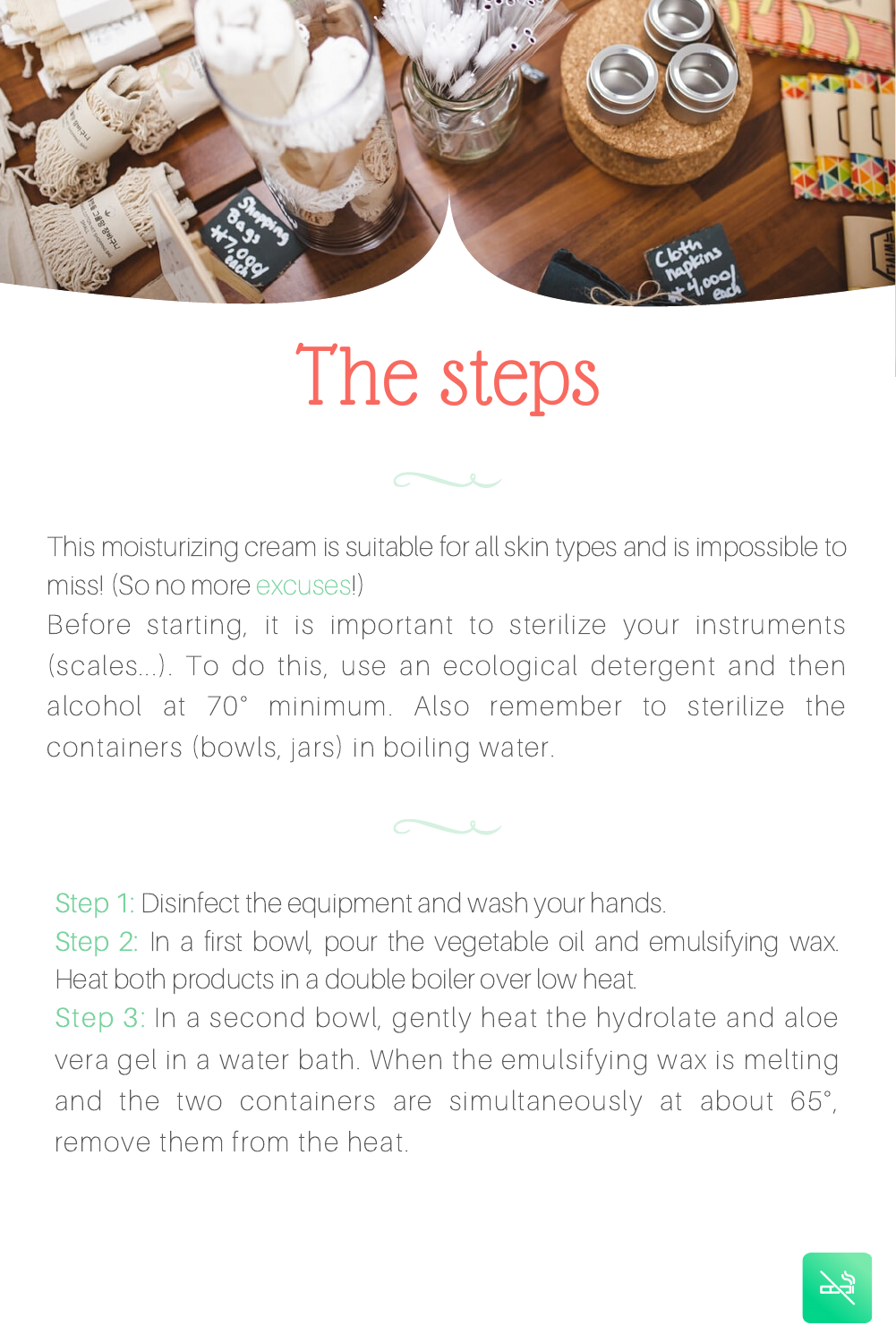# The steps

This moisturizing cream is suitable for all skin types and is impossible to miss! (So no more excuses!)

Before starting, it is important to sterilize your instruments (scales...). To do this, use an ecological detergent and then alcohol at 70° minimum. Also remember to sterilize the containers (bowls, jars) in boiling water.

Step 1: Disinfect the equipment and wash your hands.

Step 2: In a first bowl, pour the vegetable oil and emulsifying wax. Heat both products in a double boiler over low heat.

Step 3: In a second bowl, gently heat the hydrolate and aloe vera gel in a water bath. When the emulsifying wax is melting and the two containers are simultaneously at about 65°, remove them from the heat.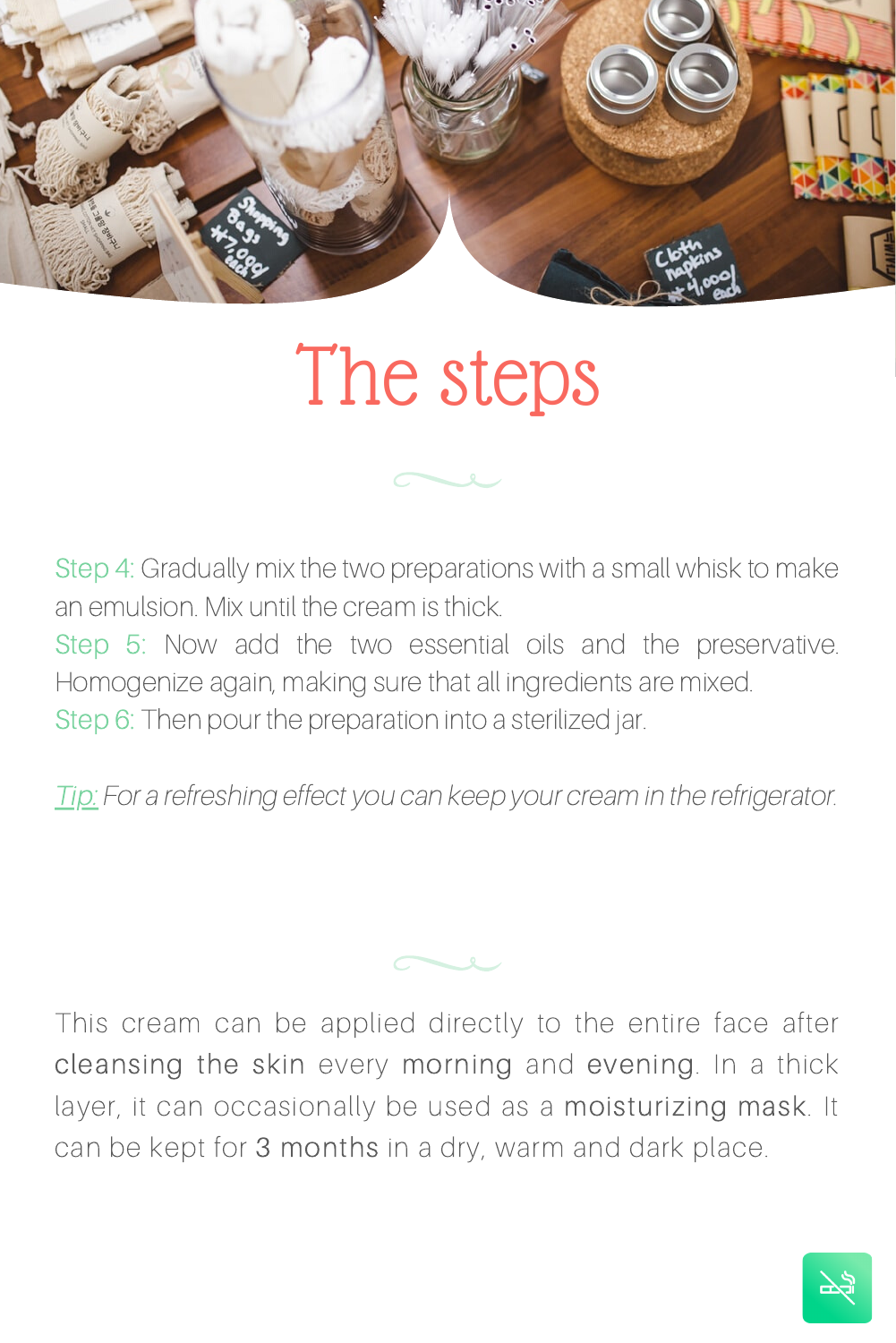# The steps

Step 4: Gradually mix the two preparations with a small whisk to make an emulsion. Mix until the cream is thick.

Step 5: Now add the two essential oils and the preservative. Homogenize again, making sure that all ingredients are mixed.

Step 6: Then pour the preparation into a sterilized jar.

*Tip: For a refreshing effect you can keep your cream in the refrigerator.*

This cream can be applied directly to the entire face after cleansing the skin every morning and evening. In a thick layer, it can occasionally be used as a moisturizing mask. It can be kept for 3 months in a dry, warm and dark place.